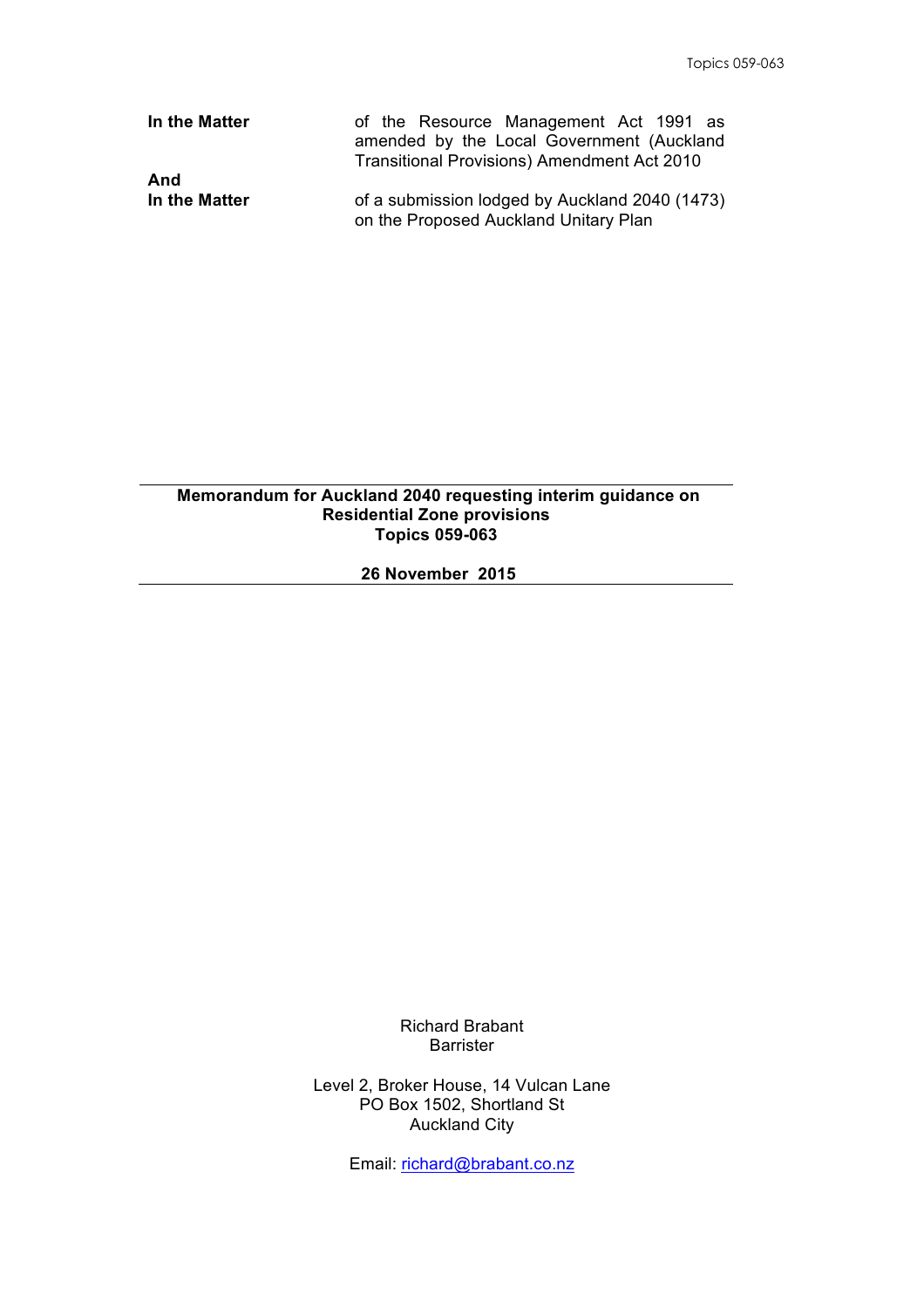| | |
|---|---|
| **In the Matter** | of the Resource Management Act 1991 as amended by the Local Government (Auckland Transitional Provisions) Amendment Act 2010 |
| **And** | |
| **In the Matter** | of a submission lodged by Auckland 2040 (1473) on the Proposed Auckland Unitary Plan |

---

**Memorandum for Auckland 2040 requesting interim guidance on Residential Zone provisions**
**Topics 059-063**

**26 November 2015**

---

Richard Brabant
Barrister

Level 2, Broker House, 14 Vulcan Lane
PO Box 1502, Shortland St
Auckland City

Email: richard@brabant.co.nz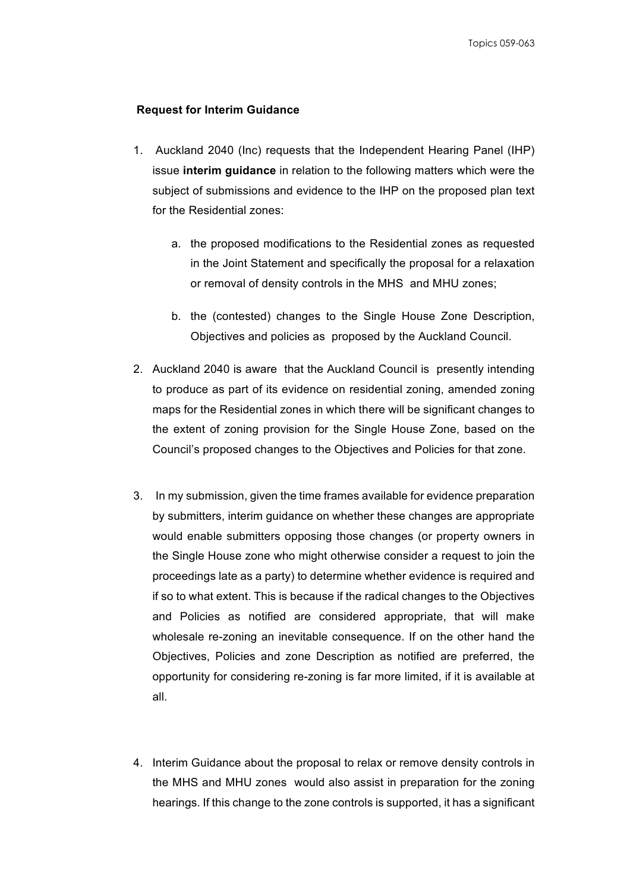**Request for Interim Guidance**

1. Auckland 2040 (Inc) requests that the Independent Hearing Panel (IHP) issue **interim guidance** in relation to the following matters which were the subject of submissions and evidence to the IHP on the proposed plan text for the Residential zones:

    a. the proposed modifications to the Residential zones as requested in the Joint Statement and specifically the proposal for a relaxation or removal of density controls in the MHS and MHU zones;

    b. the (contested) changes to the Single House Zone Description, Objectives and policies as proposed by the Auckland Council.

2. Auckland 2040 is aware that the Auckland Council is presently intending to produce as part of its evidence on residential zoning, amended zoning maps for the Residential zones in which there will be significant changes to the extent of zoning provision for the Single House Zone, based on the Council's proposed changes to the Objectives and Policies for that zone.

3. In my submission, given the time frames available for evidence preparation by submitters, interim guidance on whether these changes are appropriate would enable submitters opposing those changes (or property owners in the Single House zone who might otherwise consider a request to join the proceedings late as a party) to determine whether evidence is required and if so to what extent. This is because if the radical changes to the Objectives and Policies as notified are considered appropriate, that will make wholesale re-zoning an inevitable consequence. If on the other hand the Objectives, Policies and zone Description as notified are preferred, the opportunity for considering re-zoning is far more limited, if it is available at all.

4. Interim Guidance about the proposal to relax or remove density controls in the MHS and MHU zones would also assist in preparation for the zoning hearings. If this change to the zone controls is supported, it has a significant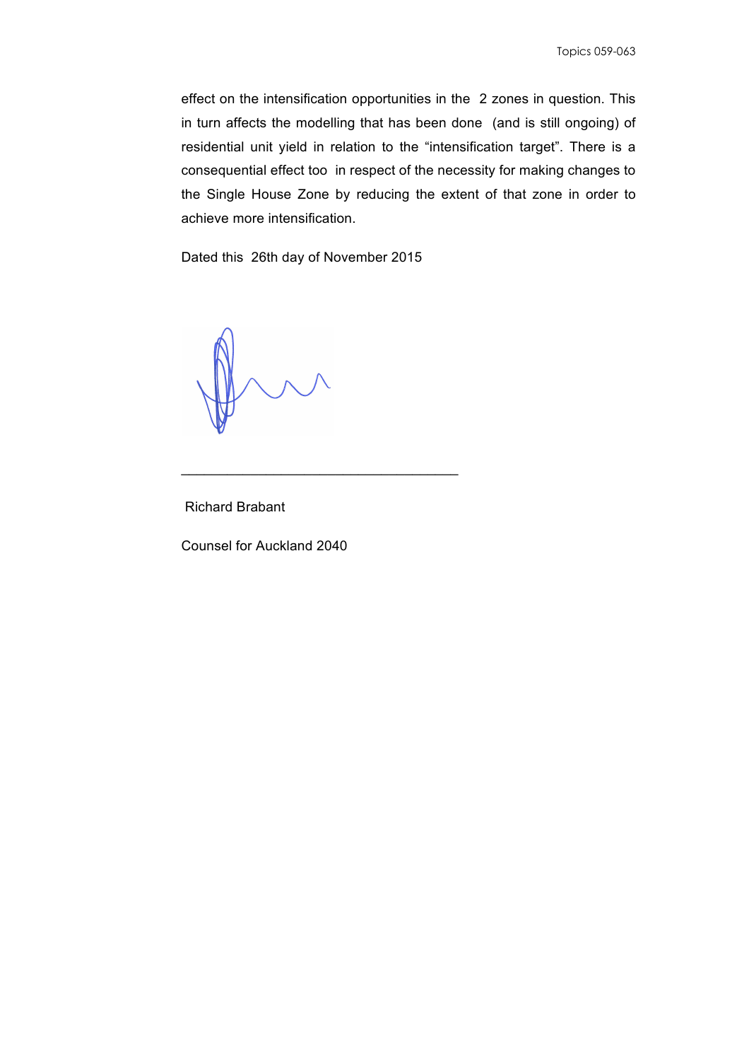effect on the intensification opportunities in the 2 zones in question. This in turn affects the modelling that has been done (and is still ongoing) of residential unit yield in relation to the "intensification target". There is a consequential effect too in respect of the necessity for making changes to the Single House Zone by reducing the extent of that zone in order to achieve more intensification.

Dated this 26th day of November 2015

_____________________________________

Richard Brabant

Counsel for Auckland 2040